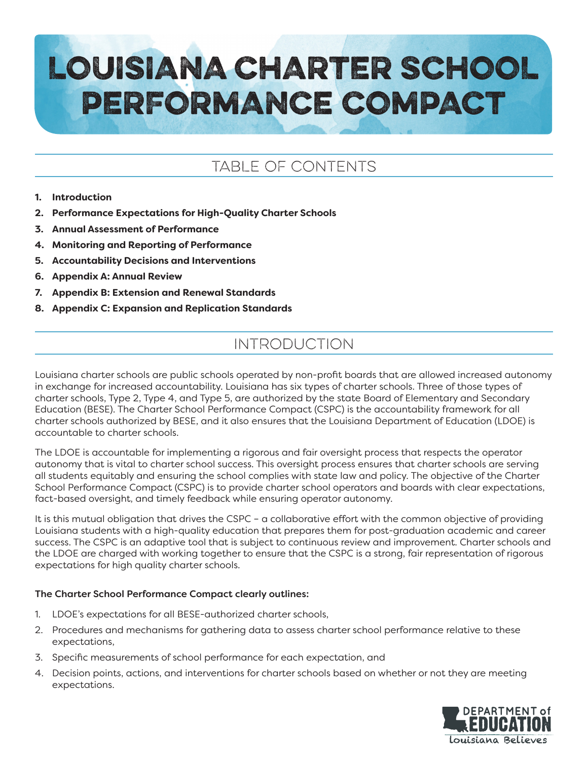# LOUISIANA CHARTER SCHOOL PERFORMANCE COMPACT

## TABLE OF CONTENTS

1. **Introduction**
2. **Performance Expectations for High-Quality Charter Schools**
3. **Annual Assessment of Performance**
4. **Monitoring and Reporting of Performance**
5. **Accountability Decisions and Interventions**
6. **Appendix A: Annual Review**
7. **Appendix B: Extension and Renewal Standards**
8. **Appendix C: Expansion and Replication Standards**

## INTRODUCTION

Louisiana charter schools are public schools operated by non-profit boards that are allowed increased autonomy in exchange for increased accountability. Louisiana has six types of charter schools. Three of those types of charter schools, Type 2, Type 4, and Type 5, are authorized by the state Board of Elementary and Secondary Education (BESE). The Charter School Performance Compact (CSPC) is the accountability framework for all charter schools authorized by BESE, and it also ensures that the Louisiana Department of Education (LDOE) is accountable to charter schools.

The LDOE is accountable for implementing a rigorous and fair oversight process that respects the operator autonomy that is vital to charter school success. This oversight process ensures that charter schools are serving all students equitably and ensuring the school complies with state law and policy. The objective of the Charter School Performance Compact (CSPC) is to provide charter school operators and boards with clear expectations, fact-based oversight, and timely feedback while ensuring operator autonomy.

It is this mutual obligation that drives the CSPC – a collaborative effort with the common objective of providing Louisiana students with a high-quality education that prepares them for post-graduation academic and career success. The CSPC is an adaptive tool that is subject to continuous review and improvement. Charter schools and the LDOE are charged with working together to ensure that the CSPC is a strong, fair representation of rigorous expectations for high quality charter schools.

**The Charter School Performance Compact clearly outlines:**

1. LDOE's expectations for all BESE-authorized charter schools,
2. Procedures and mechanisms for gathering data to assess charter school performance relative to these expectations,
3. Specific measurements of school performance for each expectation, and
4. Decision points, actions, and interventions for charter schools based on whether or not they are meeting expectations.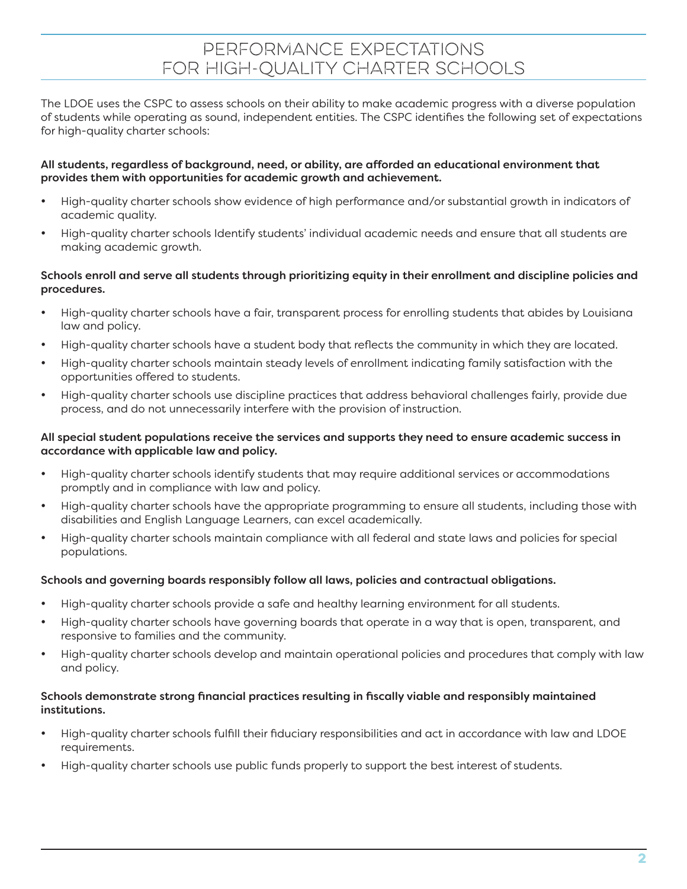# PERFORMANCE EXPECTATIONS FOR HIGH-QUALITY CHARTER SCHOOLS

The LDOE uses the CSPC to assess schools on their ability to make academic progress with a diverse population of students while operating as sound, independent entities. The CSPC identifies the following set of expectations for high-quality charter schools:

**All students, regardless of background, need, or ability, are afforded an educational environment that provides them with opportunities for academic growth and achievement.**

- High-quality charter schools show evidence of high performance and/or substantial growth in indicators of academic quality.
- High-quality charter schools Identify students' individual academic needs and ensure that all students are making academic growth.

**Schools enroll and serve all students through prioritizing equity in their enrollment and discipline policies and procedures.**

- High-quality charter schools have a fair, transparent process for enrolling students that abides by Louisiana law and policy.
- High-quality charter schools have a student body that reflects the community in which they are located.
- High-quality charter schools maintain steady levels of enrollment indicating family satisfaction with the opportunities offered to students.
- High-quality charter schools use discipline practices that address behavioral challenges fairly, provide due process, and do not unnecessarily interfere with the provision of instruction.

**All special student populations receive the services and supports they need to ensure academic success in accordance with applicable law and policy.**

- High-quality charter schools identify students that may require additional services or accommodations promptly and in compliance with law and policy.
- High-quality charter schools have the appropriate programming to ensure all students, including those with disabilities and English Language Learners, can excel academically.
- High-quality charter schools maintain compliance with all federal and state laws and policies for special populations.

**Schools and governing boards responsibly follow all laws, policies and contractual obligations.**

- High-quality charter schools provide a safe and healthy learning environment for all students.
- High-quality charter schools have governing boards that operate in a way that is open, transparent, and responsive to families and the community.
- High-quality charter schools develop and maintain operational policies and procedures that comply with law and policy.

**Schools demonstrate strong financial practices resulting in fiscally viable and responsibly maintained institutions.**

- High-quality charter schools fulfill their fiduciary responsibilities and act in accordance with law and LDOE requirements.
- High-quality charter schools use public funds properly to support the best interest of students.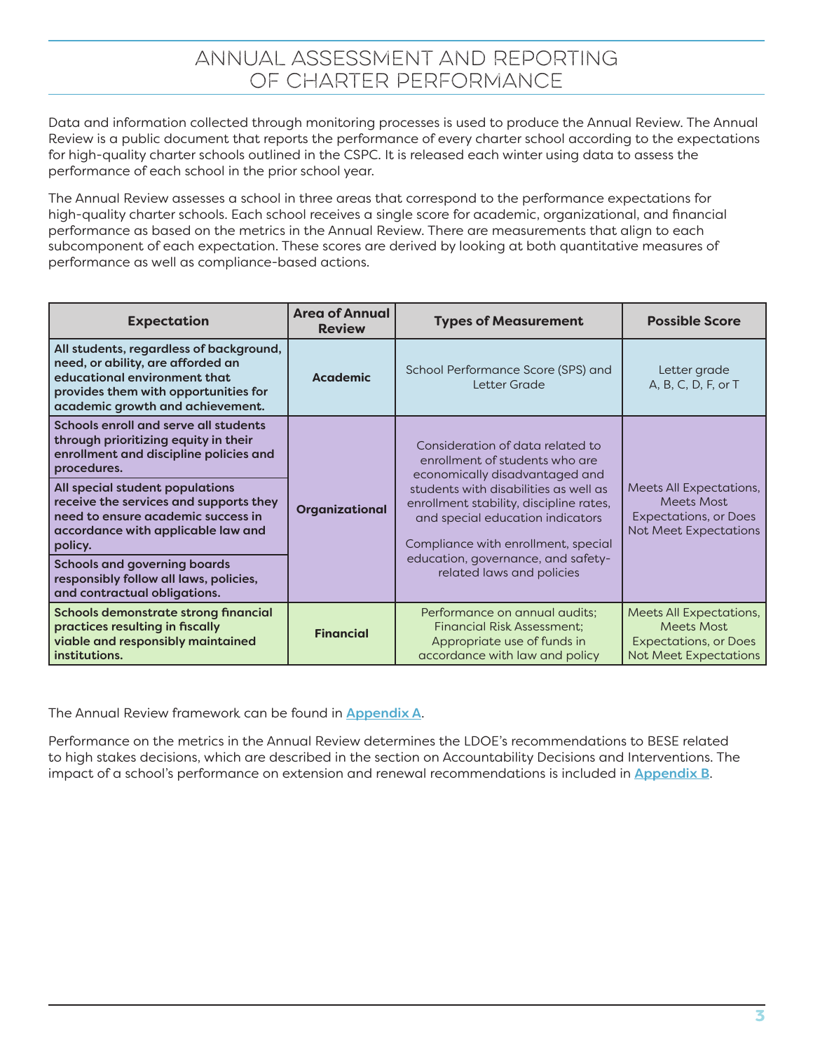# ANNUAL ASSESSMENT AND REPORTING OF CHARTER PERFORMANCE

Data and information collected through monitoring processes is used to produce the Annual Review. The Annual Review is a public document that reports the performance of every charter school according to the expectations for high-quality charter schools outlined in the CSPC. It is released each winter using data to assess the performance of each school in the prior school year.

The Annual Review assesses a school in three areas that correspond to the performance expectations for high-quality charter schools. Each school receives a single score for academic, organizational, and financial performance as based on the metrics in the Annual Review. There are measurements that align to each subcomponent of each expectation. These scores are derived by looking at both quantitative measures of performance as well as compliance-based actions.

| Expectation | Area of Annual Review | Types of Measurement | Possible Score |
|---|---|---|---|
| **All students, regardless of background, need, or ability, are afforded an educational environment that provides them with opportunities for academic growth and achievement.** | **Academic** | School Performance Score (SPS) and Letter Grade | Letter grade A, B, C, D, F, or T |
| **Schools enroll and serve all students through prioritizing equity in their enrollment and discipline policies and procedures.** | **Organizational** | Consideration of data related to enrollment of students who are economically disadvantaged and students with disabilities as well as enrollment stability, discipline rates, and special education indicators<br><br>Compliance with enrollment, special education, governance, and safety-related laws and policies | Meets All Expectations, Meets Most Expectations, or Does Not Meet Expectations |
| **All special student populations receive the services and supports they need to ensure academic success in accordance with applicable law and policy.** | | | |
| **Schools and governing boards responsibly follow all laws, policies, and contractual obligations.** | | | |
| **Schools demonstrate strong financial practices resulting in fiscally viable and responsibly maintained institutions.** | **Financial** | Performance on annual audits; Financial Risk Assessment; Appropriate use of funds in accordance with law and policy | Meets All Expectations, Meets Most Expectations, or Does Not Meet Expectations |

The Annual Review framework can be found in **Appendix A**.

Performance on the metrics in the Annual Review determines the LDOE's recommendations to BESE related to high stakes decisions, which are described in the section on Accountability Decisions and Interventions. The impact of a school's performance on extension and renewal recommendations is included in **Appendix B**.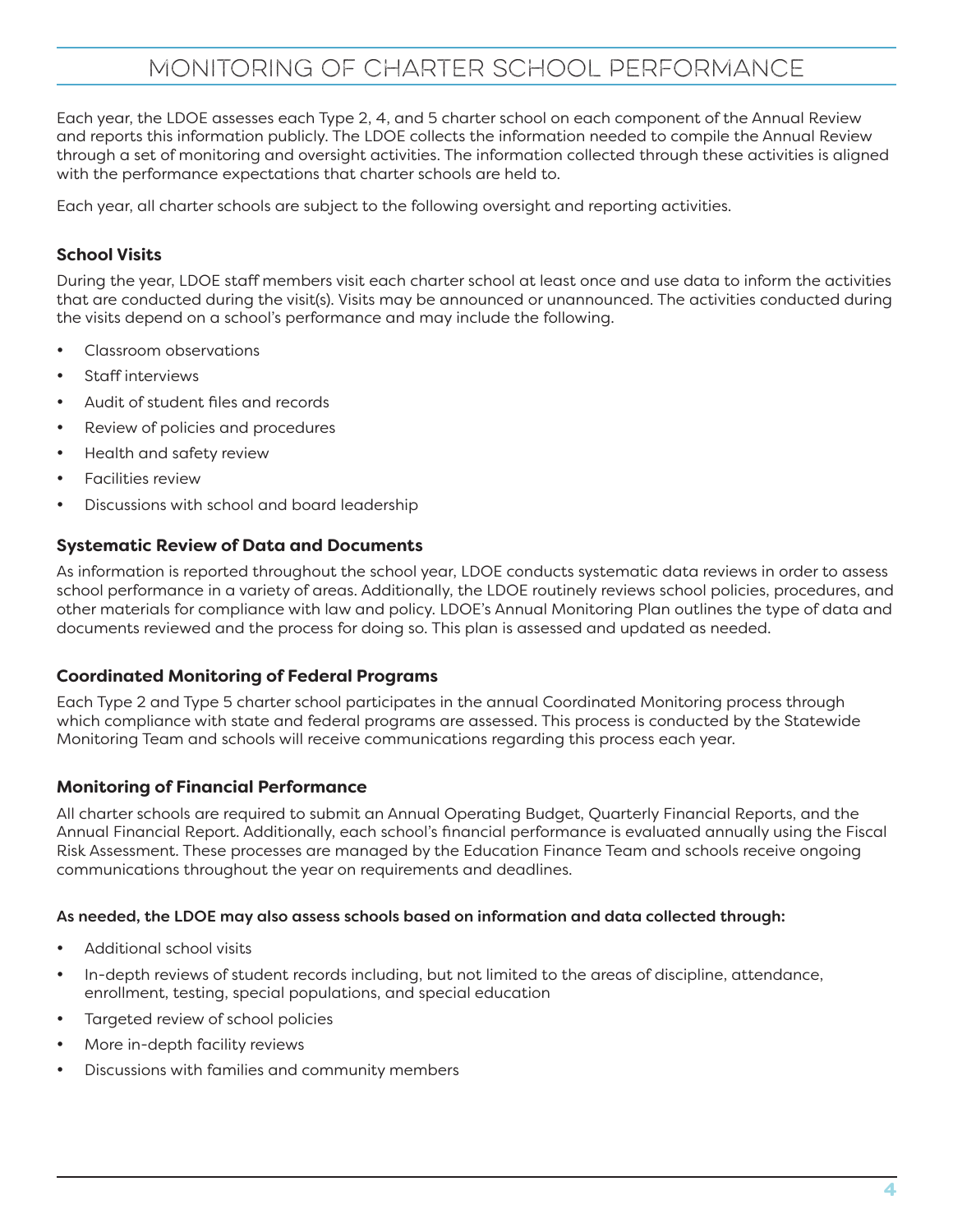# MONITORING OF CHARTER SCHOOL PERFORMANCE

Each year, the LDOE assesses each Type 2, 4, and 5 charter school on each component of the Annual Review and reports this information publicly. The LDOE collects the information needed to compile the Annual Review through a set of monitoring and oversight activities. The information collected through these activities is aligned with the performance expectations that charter schools are held to.

Each year, all charter schools are subject to the following oversight and reporting activities.

### School Visits

During the year, LDOE staff members visit each charter school at least once and use data to inform the activities that are conducted during the visit(s). Visits may be announced or unannounced. The activities conducted during the visits depend on a school's performance and may include the following.

- Classroom observations
- Staff interviews
- Audit of student files and records
- Review of policies and procedures
- Health and safety review
- Facilities review
- Discussions with school and board leadership

### Systematic Review of Data and Documents

As information is reported throughout the school year, LDOE conducts systematic data reviews in order to assess school performance in a variety of areas. Additionally, the LDOE routinely reviews school policies, procedures, and other materials for compliance with law and policy. LDOE's Annual Monitoring Plan outlines the type of data and documents reviewed and the process for doing so. This plan is assessed and updated as needed.

### Coordinated Monitoring of Federal Programs

Each Type 2 and Type 5 charter school participates in the annual Coordinated Monitoring process through which compliance with state and federal programs are assessed. This process is conducted by the Statewide Monitoring Team and schools will receive communications regarding this process each year.

### Monitoring of Financial Performance

All charter schools are required to submit an Annual Operating Budget, Quarterly Financial Reports, and the Annual Financial Report. Additionally, each school's financial performance is evaluated annually using the Fiscal Risk Assessment. These processes are managed by the Education Finance Team and schools receive ongoing communications throughout the year on requirements and deadlines.

**As needed, the LDOE may also assess schools based on information and data collected through:**

- Additional school visits
- In-depth reviews of student records including, but not limited to the areas of discipline, attendance, enrollment, testing, special populations, and special education
- Targeted review of school policies
- More in-depth facility reviews
- Discussions with families and community members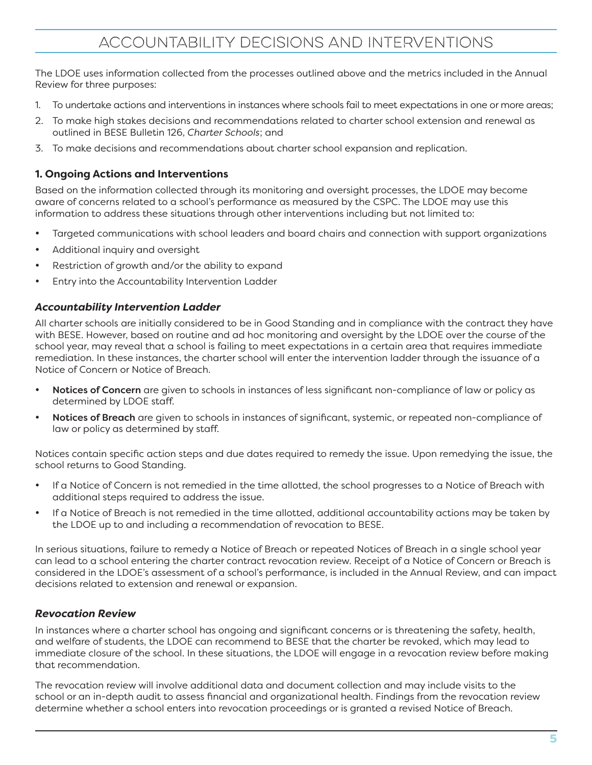# ACCOUNTABILITY DECISIONS AND INTERVENTIONS

The LDOE uses information collected from the processes outlined above and the metrics included in the Annual Review for three purposes:

1. To undertake actions and interventions in instances where schools fail to meet expectations in one or more areas;
2. To make high stakes decisions and recommendations related to charter school extension and renewal as outlined in BESE Bulletin 126, *Charter Schools*; and
3. To make decisions and recommendations about charter school expansion and replication.

### 1. Ongoing Actions and Interventions

Based on the information collected through its monitoring and oversight processes, the LDOE may become aware of concerns related to a school's performance as measured by the CSPC. The LDOE may use this information to address these situations through other interventions including but not limited to:

- Targeted communications with school leaders and board chairs and connection with support organizations
- Additional inquiry and oversight
- Restriction of growth and/or the ability to expand
- Entry into the Accountability Intervention Ladder

#### *Accountability Intervention Ladder*

All charter schools are initially considered to be in Good Standing and in compliance with the contract they have with BESE. However, based on routine and ad hoc monitoring and oversight by the LDOE over the course of the school year, may reveal that a school is failing to meet expectations in a certain area that requires immediate remediation. In these instances, the charter school will enter the intervention ladder through the issuance of a Notice of Concern or Notice of Breach.

- **Notices of Concern** are given to schools in instances of less significant non-compliance of law or policy as determined by LDOE staff.
- **Notices of Breach** are given to schools in instances of significant, systemic, or repeated non-compliance of law or policy as determined by staff.

Notices contain specific action steps and due dates required to remedy the issue. Upon remedying the issue, the school returns to Good Standing.

- If a Notice of Concern is not remedied in the time allotted, the school progresses to a Notice of Breach with additional steps required to address the issue.
- If a Notice of Breach is not remedied in the time allotted, additional accountability actions may be taken by the LDOE up to and including a recommendation of revocation to BESE.

In serious situations, failure to remedy a Notice of Breach or repeated Notices of Breach in a single school year can lead to a school entering the charter contract revocation review. Receipt of a Notice of Concern or Breach is considered in the LDOE's assessment of a school's performance, is included in the Annual Review, and can impact decisions related to extension and renewal or expansion.

#### *Revocation Review*

In instances where a charter school has ongoing and significant concerns or is threatening the safety, health, and welfare of students, the LDOE can recommend to BESE that the charter be revoked, which may lead to immediate closure of the school. In these situations, the LDOE will engage in a revocation review before making that recommendation.

The revocation review will involve additional data and document collection and may include visits to the school or an in-depth audit to assess financial and organizational health. Findings from the revocation review determine whether a school enters into revocation proceedings or is granted a revised Notice of Breach.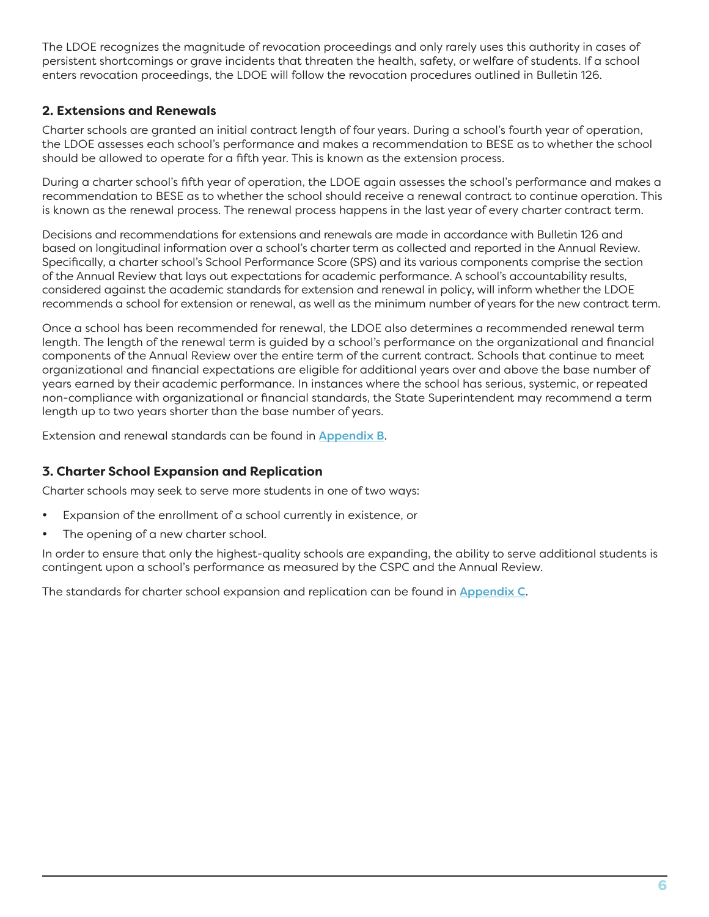The LDOE recognizes the magnitude of revocation proceedings and only rarely uses this authority in cases of persistent shortcomings or grave incidents that threaten the health, safety, or welfare of students. If a school enters revocation proceedings, the LDOE will follow the revocation procedures outlined in Bulletin 126.

### 2. Extensions and Renewals

Charter schools are granted an initial contract length of four years. During a school's fourth year of operation, the LDOE assesses each school's performance and makes a recommendation to BESE as to whether the school should be allowed to operate for a fifth year. This is known as the extension process.

During a charter school's fifth year of operation, the LDOE again assesses the school's performance and makes a recommendation to BESE as to whether the school should receive a renewal contract to continue operation. This is known as the renewal process. The renewal process happens in the last year of every charter contract term.

Decisions and recommendations for extensions and renewals are made in accordance with Bulletin 126 and based on longitudinal information over a school's charter term as collected and reported in the Annual Review. Specifically, a charter school's School Performance Score (SPS) and its various components comprise the section of the Annual Review that lays out expectations for academic performance. A school's accountability results, considered against the academic standards for extension and renewal in policy, will inform whether the LDOE recommends a school for extension or renewal, as well as the minimum number of years for the new contract term.

Once a school has been recommended for renewal, the LDOE also determines a recommended renewal term length. The length of the renewal term is guided by a school's performance on the organizational and financial components of the Annual Review over the entire term of the current contract. Schools that continue to meet organizational and financial expectations are eligible for additional years over and above the base number of years earned by their academic performance. In instances where the school has serious, systemic, or repeated non-compliance with organizational or financial standards, the State Superintendent may recommend a term length up to two years shorter than the base number of years.

Extension and renewal standards can be found in **Appendix B**.

### 3. Charter School Expansion and Replication

Charter schools may seek to serve more students in one of two ways:

- Expansion of the enrollment of a school currently in existence, or
- The opening of a new charter school.

In order to ensure that only the highest-quality schools are expanding, the ability to serve additional students is contingent upon a school's performance as measured by the CSPC and the Annual Review.

The standards for charter school expansion and replication can be found in **Appendix C**.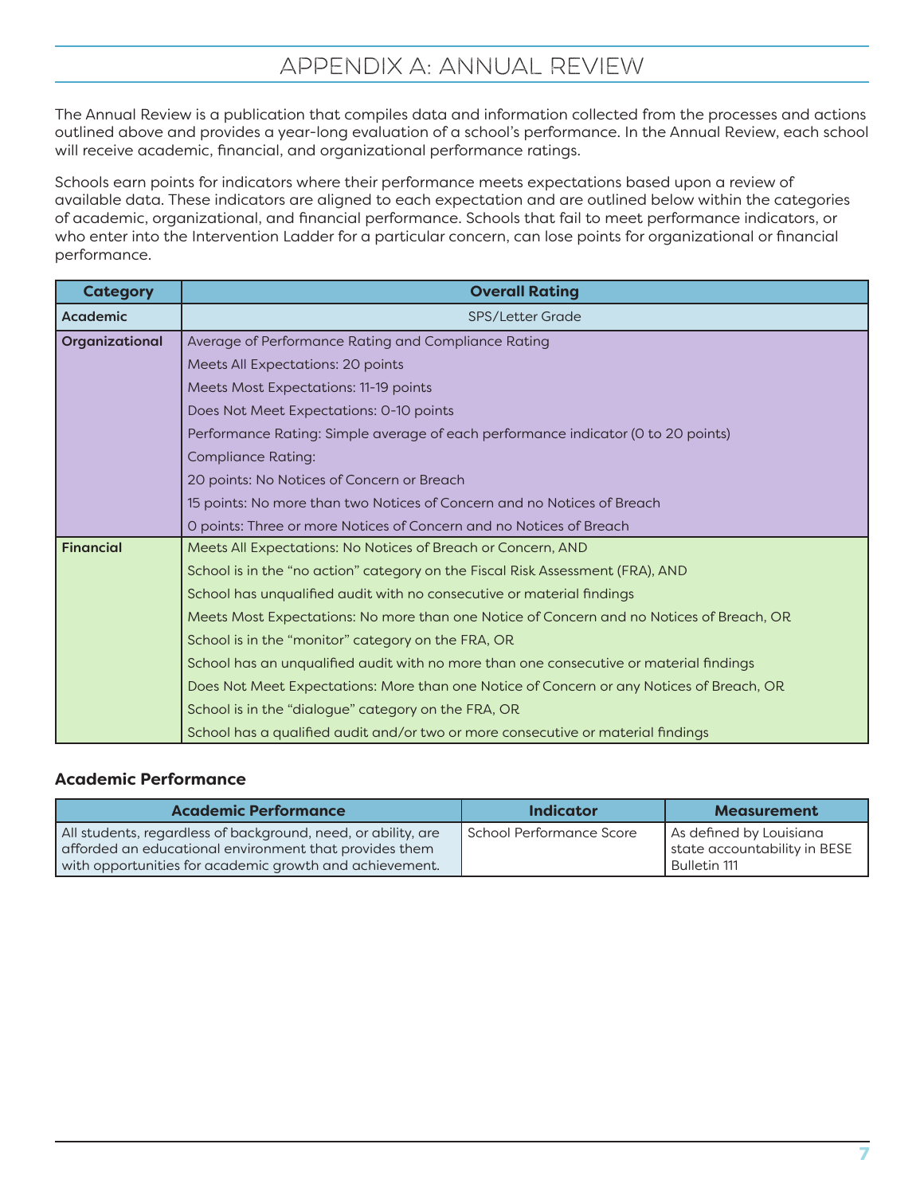# APPENDIX A: ANNUAL REVIEW

The Annual Review is a publication that compiles data and information collected from the processes and actions outlined above and provides a year-long evaluation of a school's performance. In the Annual Review, each school will receive academic, financial, and organizational performance ratings.

Schools earn points for indicators where their performance meets expectations based upon a review of available data. These indicators are aligned to each expectation and are outlined below within the categories of academic, organizational, and financial performance. Schools that fail to meet performance indicators, or who enter into the Intervention Ladder for a particular concern, can lose points for organizational or financial performance.

| Category | Overall Rating |
|---|---|
| **Academic** | SPS/Letter Grade |
| **Organizational** | Average of Performance Rating and Compliance Rating |
| | Meets All Expectations: 20 points |
| | Meets Most Expectations: 11-19 points |
| | Does Not Meet Expectations: 0-10 points |
| | Performance Rating: Simple average of each performance indicator (0 to 20 points) |
| | Compliance Rating: |
| | 20 points: No Notices of Concern or Breach |
| | 15 points: No more than two Notices of Concern and no Notices of Breach |
| | 0 points: Three or more Notices of Concern and no Notices of Breach |
| **Financial** | Meets All Expectations: No Notices of Breach or Concern, AND |
| | School is in the "no action" category on the Fiscal Risk Assessment (FRA), AND |
| | School has unqualified audit with no consecutive or material findings |
| | Meets Most Expectations: No more than one Notice of Concern and no Notices of Breach, OR |
| | School is in the "monitor" category on the FRA, OR |
| | School has an unqualified audit with no more than one consecutive or material findings |
| | Does Not Meet Expectations: More than one Notice of Concern or any Notices of Breach, OR |
| | School is in the "dialogue" category on the FRA, OR |
| | School has a qualified audit and/or two or more consecutive or material findings |

### Academic Performance

| Academic Performance | Indicator | Measurement |
|---|---|---|
| All students, regardless of background, need, or ability, are afforded an educational environment that provides them with opportunities for academic growth and achievement. | School Performance Score | As defined by Louisiana state accountability in BESE Bulletin 111 |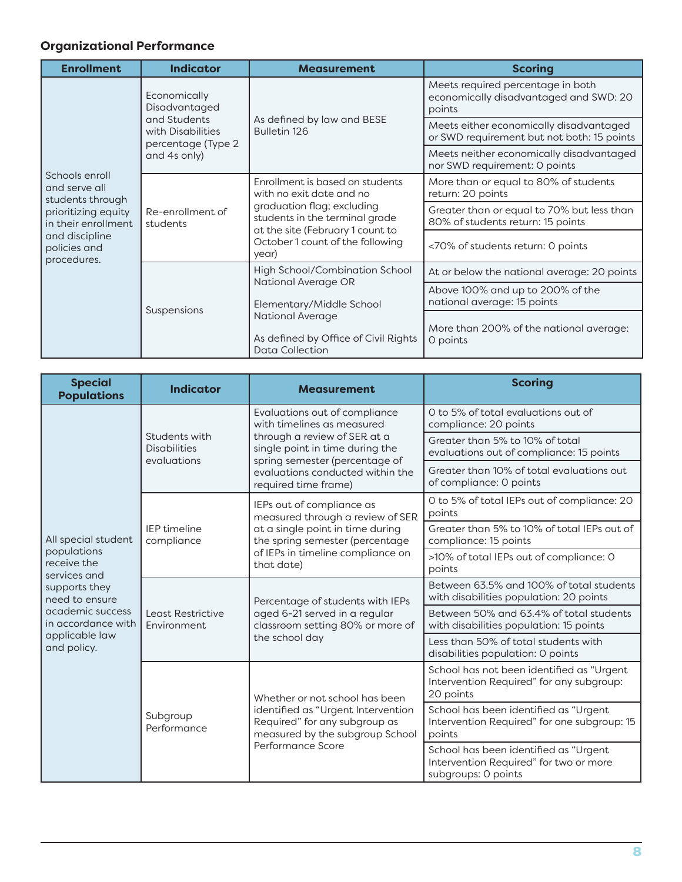### Organizational Performance

| Enrollment | Indicator | Measurement | Scoring |
|---|---|---|---|
| Schools enroll and serve all students through prioritizing equity in their enrollment and discipline policies and procedures. | Economically Disadvantaged and Students with Disabilities percentage (Type 2 and 4s only) | As defined by law and BESE Bulletin 126 | Meets required percentage in both economically disadvantaged and SWD: 20 points |
| | | | Meets either economically disadvantaged or SWD requirement but not both: 15 points |
| | | | Meets neither economically disadvantaged nor SWD requirement: 0 points |
| | Re-enrollment of students | Enrollment is based on students with no exit date and no graduation flag; excluding students in the terminal grade at the site (February 1 count to October 1 count of the following year) | More than or equal to 80% of students return: 20 points |
| | | | Greater than or equal to 70% but less than 80% of students return: 15 points |
| | | | <70% of students return: 0 points |
| | Suspensions | High School/Combination School National Average OR<br><br>Elementary/Middle School National Average<br><br>As defined by Office of Civil Rights Data Collection | At or below the national average: 20 points |
| | | | Above 100% and up to 200% of the national average: 15 points |
| | | | More than 200% of the national average: 0 points |

| Special Populations | Indicator | Measurement | Scoring |
|---|---|---|---|
| All special student populations receive the services and supports they need to ensure academic success in accordance with applicable law and policy. | Students with Disabilities evaluations | Evaluations out of compliance with timelines as measured through a review of SER at a single point in time during the spring semester (percentage of evaluations conducted within the required time frame) | 0 to 5% of total evaluations out of compliance: 20 points |
| | | | Greater than 5% to 10% of total evaluations out of compliance: 15 points |
| | | | Greater than 10% of total evaluations out of compliance: 0 points |
| | IEP timeline compliance | IEPs out of compliance as measured through a review of SER at a single point in time during the spring semester (percentage of IEPs in timeline compliance on that date) | 0 to 5% of total IEPs out of compliance: 20 points |
| | | | Greater than 5% to 10% of total IEPs out of compliance: 15 points |
| | | | >10% of total IEPs out of compliance: 0 points |
| | Least Restrictive Environment | Percentage of students with IEPs aged 6-21 served in a regular classroom setting 80% or more of the school day | Between 63.5% and 100% of total students with disabilities population: 20 points |
| | | | Between 50% and 63.4% of total students with disabilities population: 15 points |
| | | | Less than 50% of total students with disabilities population: 0 points |
| | Subgroup Performance | Whether or not school has been identified as "Urgent Intervention Required" for any subgroup as measured by the subgroup School Performance Score | School has not been identified as "Urgent Intervention Required" for any subgroup: 20 points |
| | | | School has been identified as "Urgent Intervention Required" for one subgroup: 15 points |
| | | | School has been identified as "Urgent Intervention Required" for two or more subgroups: 0 points |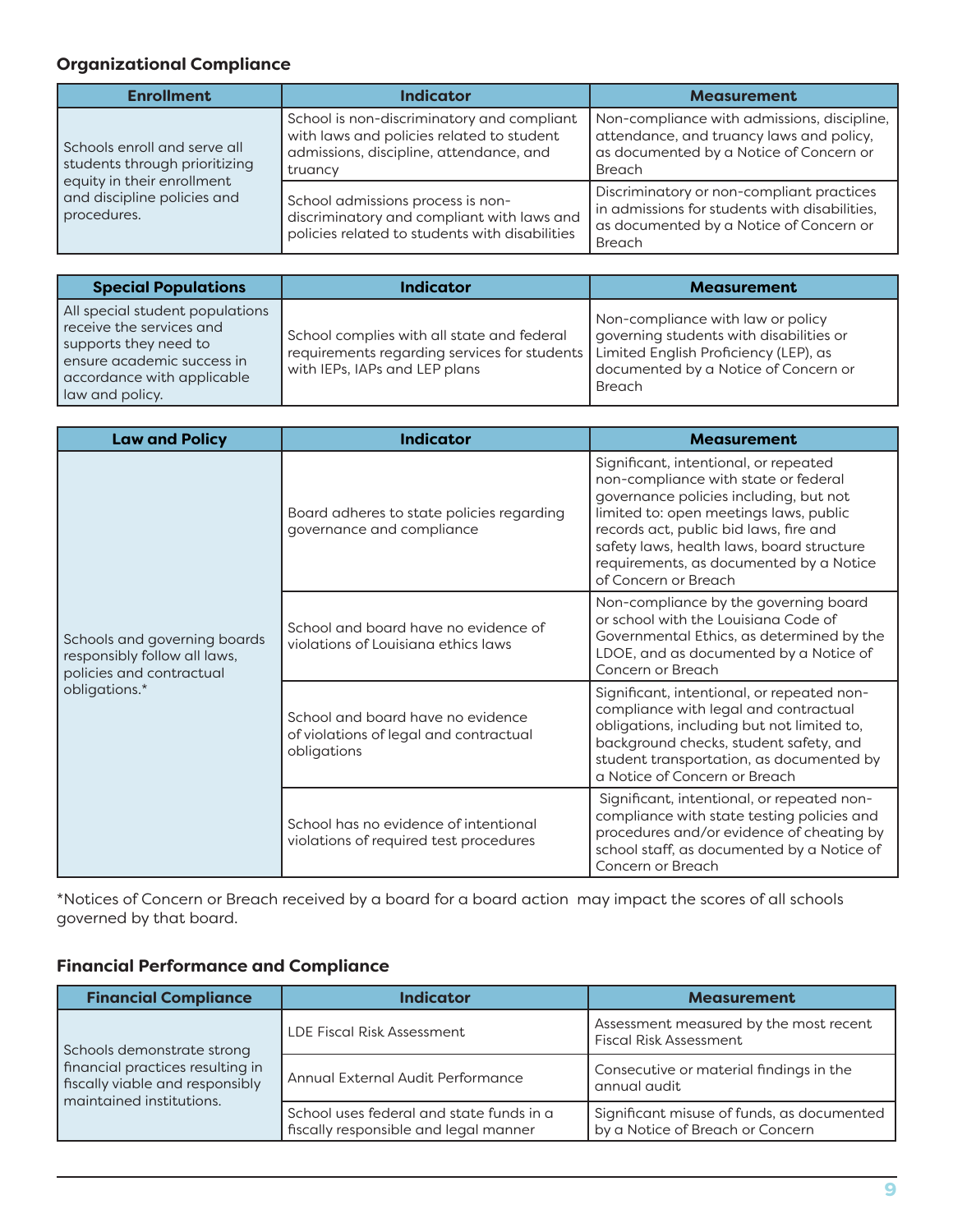### Organizational Compliance

| Enrollment | Indicator | Measurement |
|---|---|---|
| Schools enroll and serve all students through prioritizing equity in their enrollment and discipline policies and procedures. | School is non-discriminatory and compliant with laws and policies related to student admissions, discipline, attendance, and truancy | Non-compliance with admissions, discipline, attendance, and truancy laws and policy, as documented by a Notice of Concern or Breach |
| | School admissions process is non-discriminatory and compliant with laws and policies related to students with disabilities | Discriminatory or non-compliant practices in admissions for students with disabilities, as documented by a Notice of Concern or Breach |

| Special Populations | Indicator | Measurement |
|---|---|---|
| All special student populations receive the services and supports they need to ensure academic success in accordance with applicable law and policy. | School complies with all state and federal requirements regarding services for students with IEPs, IAPs and LEP plans | Non-compliance with law or policy governing students with disabilities or Limited English Proficiency (LEP), as documented by a Notice of Concern or Breach |

| Law and Policy | Indicator | Measurement |
|---|---|---|
| Schools and governing boards responsibly follow all laws, policies and contractual obligations.* | Board adheres to state policies regarding governance and compliance | Significant, intentional, or repeated non-compliance with state or federal governance policies including, but not limited to: open meetings laws, public records act, public bid laws, fire and safety laws, health laws, board structure requirements, as documented by a Notice of Concern or Breach |
| | School and board have no evidence of violations of Louisiana ethics laws | Non-compliance by the governing board or school with the Louisiana Code of Governmental Ethics, as determined by the LDOE, and as documented by a Notice of Concern or Breach |
| | School and board have no evidence of violations of legal and contractual obligations | Significant, intentional, or repeated non-compliance with legal and contractual obligations, including but not limited to, background checks, student safety, and student transportation, as documented by a Notice of Concern or Breach |
| | School has no evidence of intentional violations of required test procedures | Significant, intentional, or repeated non-compliance with state testing policies and procedures and/or evidence of cheating by school staff, as documented by a Notice of Concern or Breach |

*Notices of Concern or Breach received by a board for a board action may impact the scores of all schools governed by that board.

### Financial Performance and Compliance

| Financial Compliance | Indicator | Measurement |
|---|---|---|
| Schools demonstrate strong financial practices resulting in fiscally viable and responsibly maintained institutions. | LDE Fiscal Risk Assessment | Assessment measured by the most recent Fiscal Risk Assessment |
| | Annual External Audit Performance | Consecutive or material findings in the annual audit |
| | School uses federal and state funds in a fiscally responsible and legal manner | Significant misuse of funds, as documented by a Notice of Breach or Concern |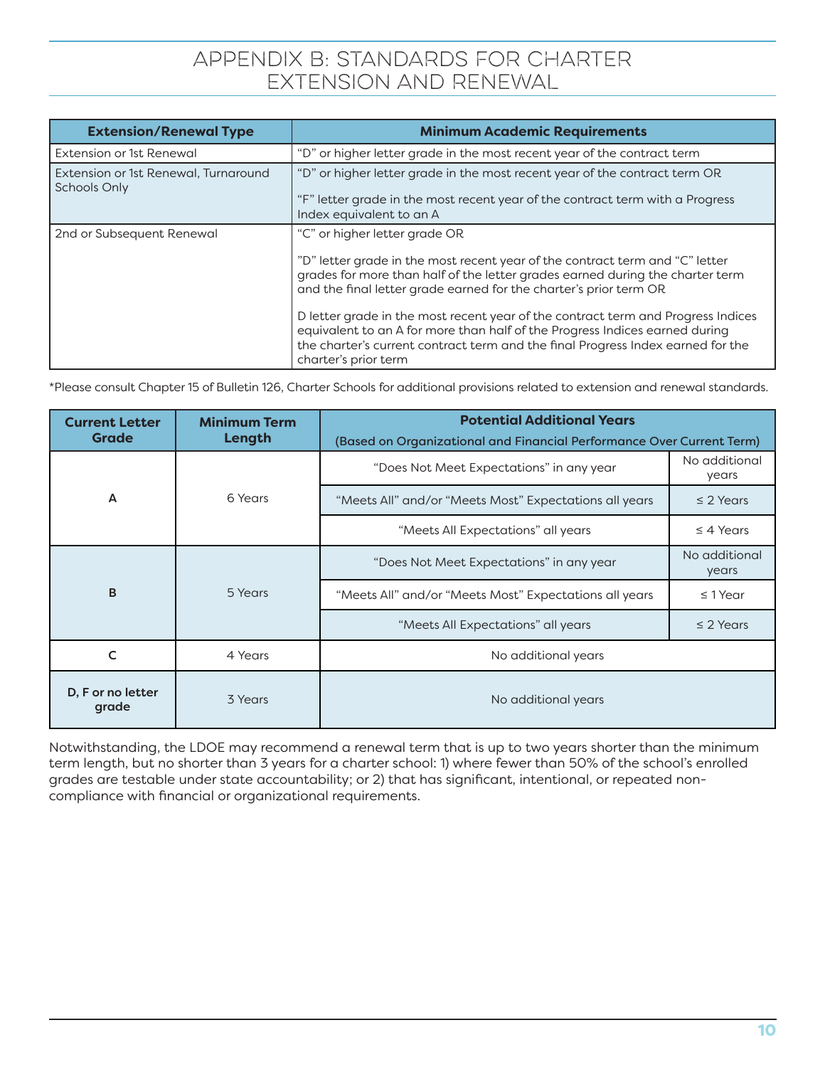# APPENDIX B: STANDARDS FOR CHARTER EXTENSION AND RENEWAL

| Extension/Renewal Type | Minimum Academic Requirements |
|---|---|
| Extension or 1st Renewal | "D" or higher letter grade in the most recent year of the contract term |
| Extension or 1st Renewal, Turnaround Schools Only | "D" or higher letter grade in the most recent year of the contract term OR<br><br>"F" letter grade in the most recent year of the contract term with a Progress Index equivalent to an A |
| 2nd or Subsequent Renewal | "C" or higher letter grade OR<br><br>"D" letter grade in the most recent year of the contract term and "C" letter grades for more than half of the letter grades earned during the charter term and the final letter grade earned for the charter's prior term OR<br><br>D letter grade in the most recent year of the contract term and Progress Indices equivalent to an A for more than half of the Progress Indices earned during the charter's current contract term and the final Progress Index earned for the charter's prior term |

*Please consult Chapter 15 of Bulletin 126, Charter Schools for additional provisions related to extension and renewal standards.

| Current Letter Grade | Minimum Term Length | Potential Additional Years (Based on Organizational and Financial Performance Over Current Term) | |
|---|---|---|---|
| A | 6 Years | "Does Not Meet Expectations" in any year | No additional years |
| | | "Meets All" and/or "Meets Most" Expectations all years | ≤ 2 Years |
| | | "Meets All Expectations" all years | ≤ 4 Years |
| B | 5 Years | "Does Not Meet Expectations" in any year | No additional years |
| | | "Meets All" and/or "Meets Most" Expectations all years | ≤ 1 Year |
| | | "Meets All Expectations" all years | ≤ 2 Years |
| C | 4 Years | No additional years | |
| D, F or no letter grade | 3 Years | No additional years | |

Notwithstanding, the LDOE may recommend a renewal term that is up to two years shorter than the minimum term length, but no shorter than 3 years for a charter school: 1) where fewer than 50% of the school's enrolled grades are testable under state accountability; or 2) that has significant, intentional, or repeated non-compliance with financial or organizational requirements.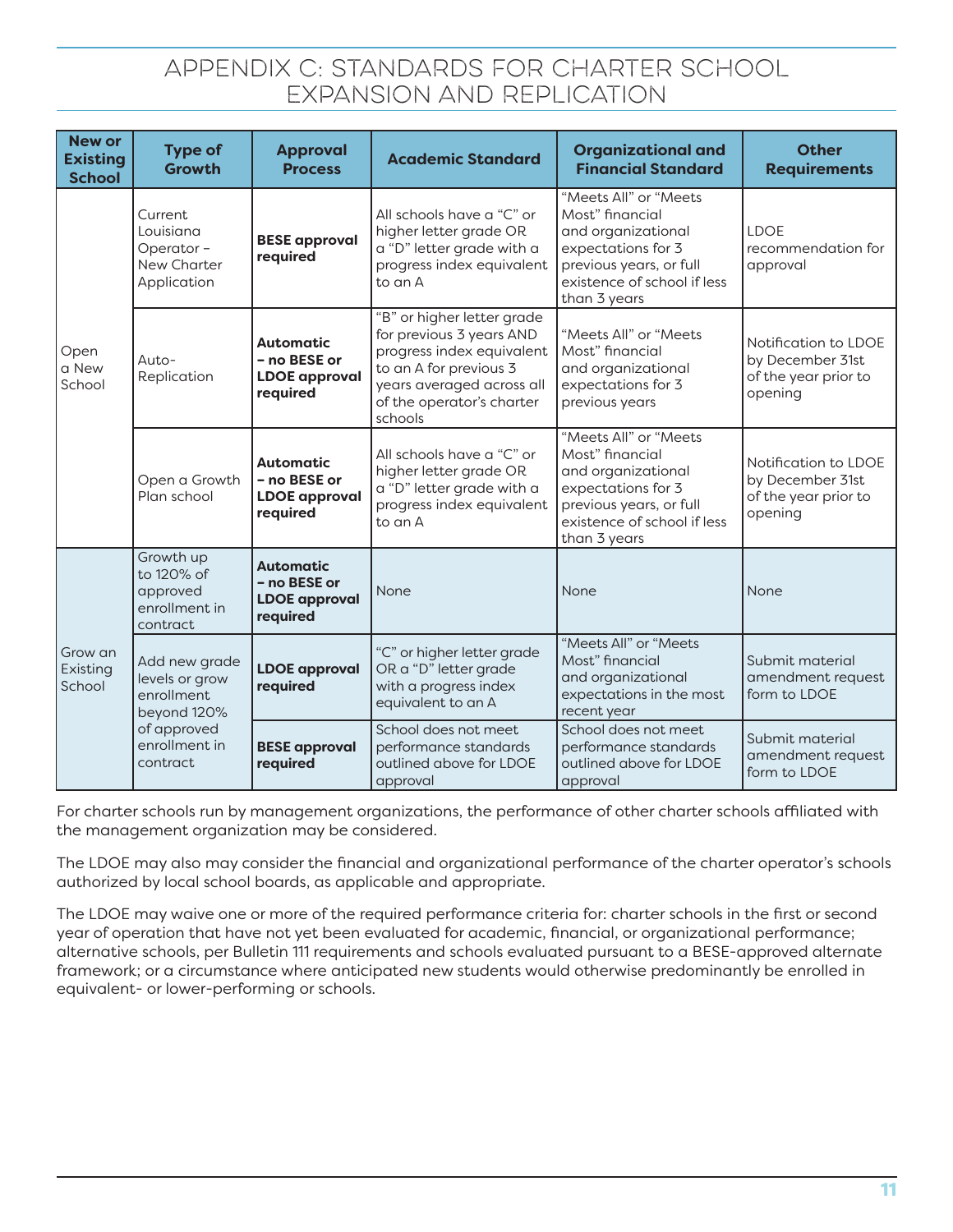# APPENDIX C: STANDARDS FOR CHARTER SCHOOL EXPANSION AND REPLICATION

| New or Existing School | Type of Growth | Approval Process | Academic Standard | Organizational and Financial Standard | Other Requirements |
|---|---|---|---|---|---|
| Open a New School | Current Louisiana Operator – New Charter Application | **BESE approval required** | All schools have a "C" or higher letter grade OR a "D" letter grade with a progress index equivalent to an A | "Meets All" or "Meets Most" financial and organizational expectations for 3 previous years, or full existence of school if less than 3 years | LDOE recommendation for approval |
| | Auto-Replication | **Automatic – no BESE or LDOE approval required** | "B" or higher letter grade for previous 3 years AND progress index equivalent to an A for previous 3 years averaged across all of the operator's charter schools | "Meets All" or "Meets Most" financial and organizational expectations for 3 previous years | Notification to LDOE by December 31st of the year prior to opening |
| | Open a Growth Plan school | **Automatic – no BESE or LDOE approval required** | All schools have a "C" or higher letter grade OR a "D" letter grade with a progress index equivalent to an A | "Meets All" or "Meets Most" financial and organizational expectations for 3 previous years, or full existence of school if less than 3 years | Notification to LDOE by December 31st of the year prior to opening |
| Grow an Existing School | Growth up to 120% of approved enrollment in contract | **Automatic – no BESE or LDOE approval required** | None | None | None |
| | Add new grade levels or grow enrollment beyond 120% of approved enrollment in contract | **LDOE approval required** | "C" or higher letter grade OR a "D" letter grade with a progress index equivalent to an A | "Meets All" or "Meets Most" financial and organizational expectations in the most recent year | Submit material amendment request form to LDOE |
| | | **BESE approval required** | School does not meet performance standards outlined above for LDOE approval | School does not meet performance standards outlined above for LDOE approval | Submit material amendment request form to LDOE |

For charter schools run by management organizations, the performance of other charter schools affiliated with the management organization may be considered.

The LDOE may also may consider the financial and organizational performance of the charter operator's schools authorized by local school boards, as applicable and appropriate.

The LDOE may waive one or more of the required performance criteria for: charter schools in the first or second year of operation that have not yet been evaluated for academic, financial, or organizational performance; alternative schools, per Bulletin 111 requirements and schools evaluated pursuant to a BESE-approved alternate framework; or a circumstance where anticipated new students would otherwise predominantly be enrolled in equivalent- or lower-performing or schools.